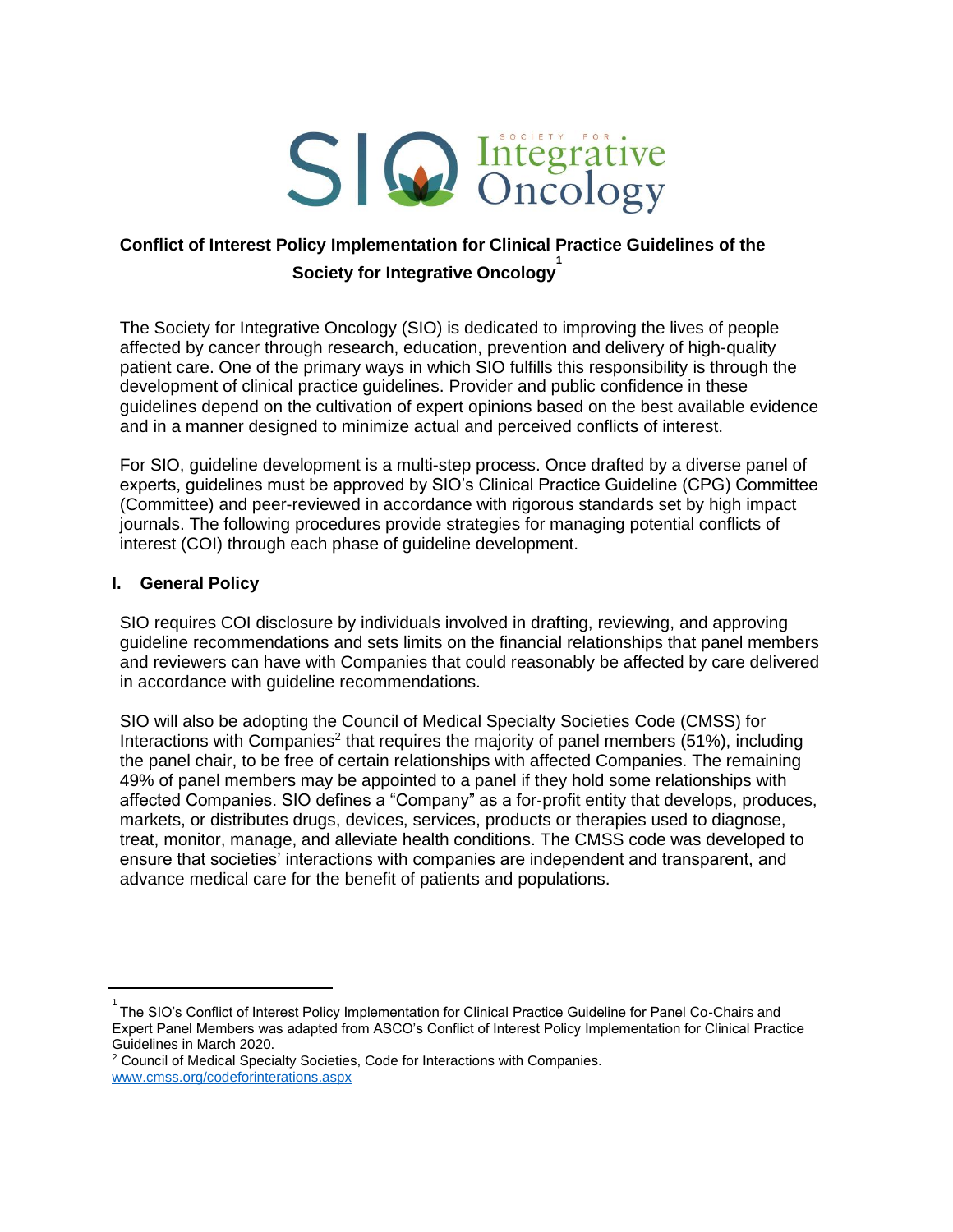# Conflict of Interest Policy Implementation for Clinical Practice Guidelines of the Society for Integrative Oncology[1]

The Society for Integrative Oncology (SIO) is dedicated to improving the lives of people affected by cancer through research, education, prevention and delivery of high-quality patient care. One of the primary ways in which SIO fulfills this responsibility is through the development of clinical practice guidelines. Provider and public confidence in these guidelines depend on the cultivation of expert opinions based on the best available evidence and in a manner designed to minimize actual and perceived conflicts of interest.

For SIO, guideline development is a multi-step process. Once drafted by a diverse panel of experts, guidelines must be approved by SIO's Clinical Practice Guideline (CPG) Committee (Committee) and peer-reviewed in accordance with rigorous standards set by high impact journals. The following procedures provide strategies for managing potential conflicts of interest (COI) through each phase of guideline development.

## I. General Policy

SIO requires COI disclosure by individuals involved in drafting, reviewing, and approving guideline recommendations and sets limits on the financial relationships that panel members and reviewers can have with Companies that could reasonably be affected by care delivered in accordance with guideline recommendations.

SIO will also be adopting the Council of Medical Specialty Societies Code (CMSS) for Interactions with Companies[2] that requires the majority of panel members (51%), including the panel chair, to be free of certain relationships with affected Companies. The remaining 49% of panel members may be appointed to a panel if they hold some relationships with affected Companies. SIO defines a "Company" as a for-profit entity that develops, produces, markets, or distributes drugs, devices, services, products or therapies used to diagnose, treat, monitor, manage, and alleviate health conditions. The CMSS code was developed to ensure that societies' interactions with companies are independent and transparent, and advance medical care for the benefit of patients and populations.

---

[1] The SIO's Conflict of Interest Policy Implementation for Clinical Practice Guideline for Panel Co-Chairs and Expert Panel Members was adapted from ASCO's Conflict of Interest Policy Implementation for Clinical Practice Guidelines in March 2020.

[2] Council of Medical Specialty Societies, Code for Interactions with Companies. www.cmss.org/codeforinterations.aspx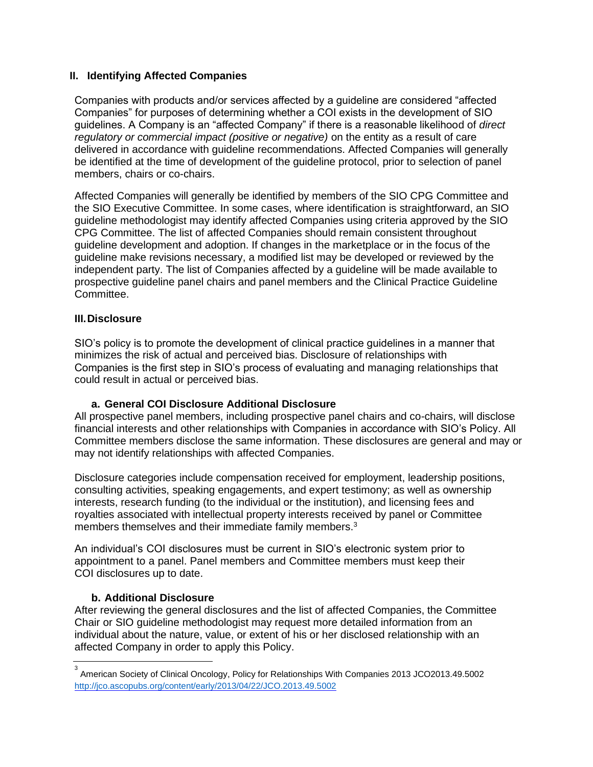## II. Identifying Affected Companies

Companies with products and/or services affected by a guideline are considered "affected Companies" for purposes of determining whether a COI exists in the development of SIO guidelines. A Company is an "affected Company" if there is a reasonable likelihood of *direct regulatory or commercial impact (positive or negative)* on the entity as a result of care delivered in accordance with guideline recommendations. Affected Companies will generally be identified at the time of development of the guideline protocol, prior to selection of panel members, chairs or co-chairs.

Affected Companies will generally be identified by members of the SIO CPG Committee and the SIO Executive Committee. In some cases, where identification is straightforward, an SIO guideline methodologist may identify affected Companies using criteria approved by the SIO CPG Committee. The list of affected Companies should remain consistent throughout guideline development and adoption. If changes in the marketplace or in the focus of the guideline make revisions necessary, a modified list may be developed or reviewed by the independent party. The list of Companies affected by a guideline will be made available to prospective guideline panel chairs and panel members and the Clinical Practice Guideline Committee.

## III. Disclosure

SIO's policy is to promote the development of clinical practice guidelines in a manner that minimizes the risk of actual and perceived bias. Disclosure of relationships with Companies is the first step in SIO's process of evaluating and managing relationships that could result in actual or perceived bias.

### a. General COI Disclosure Additional Disclosure

All prospective panel members, including prospective panel chairs and co-chairs, will disclose financial interests and other relationships with Companies in accordance with SIO's Policy. All Committee members disclose the same information. These disclosures are general and may or may not identify relationships with affected Companies.

Disclosure categories include compensation received for employment, leadership positions, consulting activities, speaking engagements, and expert testimony; as well as ownership interests, research funding (to the individual or the institution), and licensing fees and royalties associated with intellectual property interests received by panel or Committee members themselves and their immediate family members.[3]

An individual's COI disclosures must be current in SIO's electronic system prior to appointment to a panel. Panel members and Committee members must keep their COI disclosures up to date.

### b. Additional Disclosure

After reviewing the general disclosures and the list of affected Companies, the Committee Chair or SIO guideline methodologist may request more detailed information from an individual about the nature, value, or extent of his or her disclosed relationship with an affected Company in order to apply this Policy.

---

[3] American Society of Clinical Oncology, Policy for Relationships With Companies 2013 JCO2013.49.5002 http://jco.ascopubs.org/content/early/2013/04/22/JCO.2013.49.5002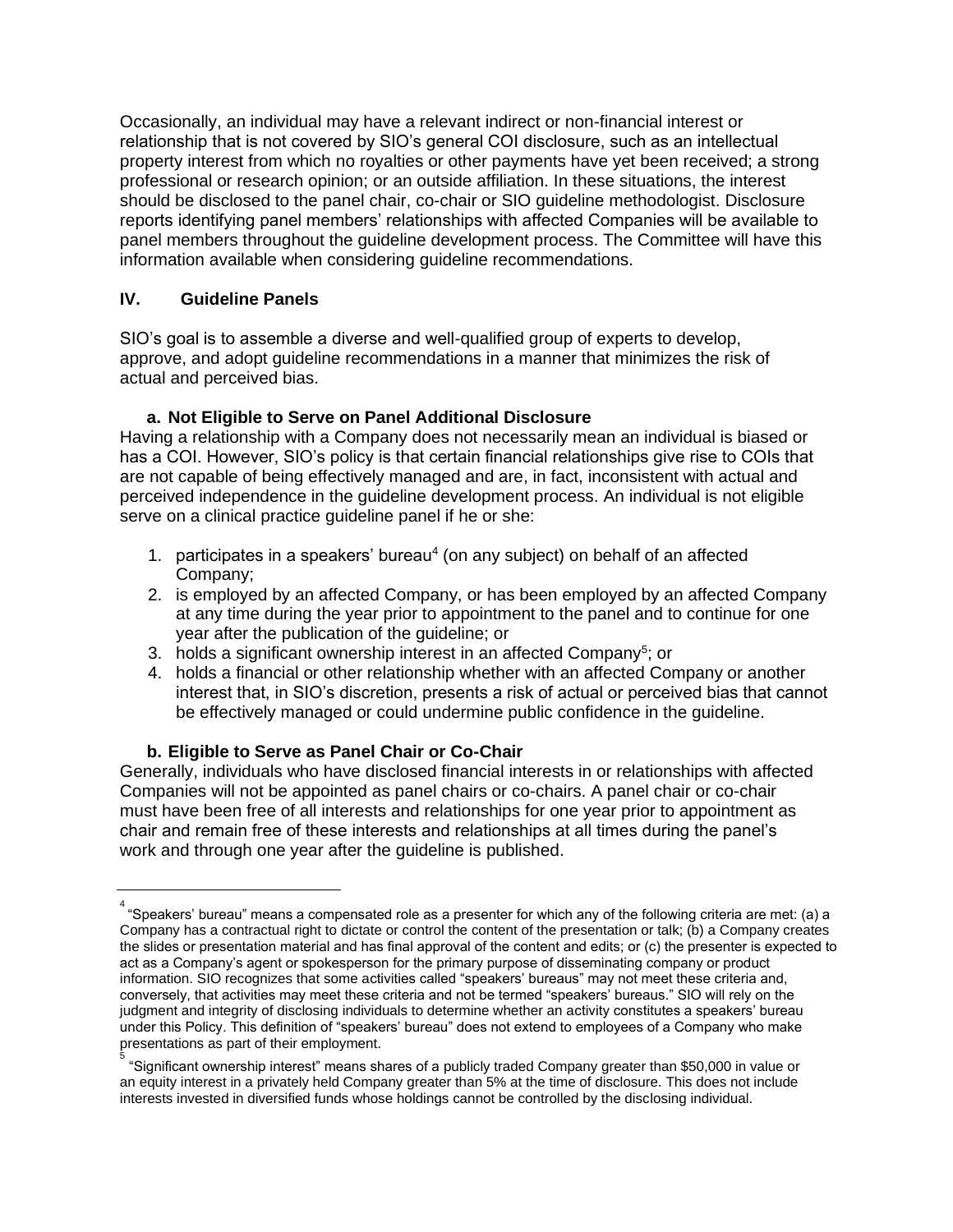Occasionally, an individual may have a relevant indirect or non-financial interest or relationship that is not covered by SIO's general COI disclosure, such as an intellectual property interest from which no royalties or other payments have yet been received; a strong professional or research opinion; or an outside affiliation. In these situations, the interest should be disclosed to the panel chair, co-chair or SIO guideline methodologist. Disclosure reports identifying panel members' relationships with affected Companies will be available to panel members throughout the guideline development process. The Committee will have this information available when considering guideline recommendations.

## IV. Guideline Panels

SIO's goal is to assemble a diverse and well-qualified group of experts to develop, approve, and adopt guideline recommendations in a manner that minimizes the risk of actual and perceived bias.

### a. Not Eligible to Serve on Panel Additional Disclosure

Having a relationship with a Company does not necessarily mean an individual is biased or has a COI. However, SIO's policy is that certain financial relationships give rise to COIs that are not capable of being effectively managed and are, in fact, inconsistent with actual and perceived independence in the guideline development process. An individual is not eligible serve on a clinical practice guideline panel if he or she:

1. participates in a speakers' bureau[4] (on any subject) on behalf of an affected Company;
2. is employed by an affected Company, or has been employed by an affected Company at any time during the year prior to appointment to the panel and to continue for one year after the publication of the guideline; or
3. holds a significant ownership interest in an affected Company[5]; or
4. holds a financial or other relationship whether with an affected Company or another interest that, in SIO's discretion, presents a risk of actual or perceived bias that cannot be effectively managed or could undermine public confidence in the guideline.

### b. Eligible to Serve as Panel Chair or Co-Chair

Generally, individuals who have disclosed financial interests in or relationships with affected Companies will not be appointed as panel chairs or co-chairs. A panel chair or co-chair must have been free of all interests and relationships for one year prior to appointment as chair and remain free of these interests and relationships at all times during the panel's work and through one year after the guideline is published.

---

[4] "Speakers' bureau" means a compensated role as a presenter for which any of the following criteria are met: (a) a Company has a contractual right to dictate or control the content of the presentation or talk; (b) a Company creates the slides or presentation material and has final approval of the content and edits; or (c) the presenter is expected to act as a Company's agent or spokesperson for the primary purpose of disseminating company or product information. SIO recognizes that some activities called "speakers' bureaus" may not meet these criteria and, conversely, that activities may meet these criteria and not be termed "speakers' bureaus." SIO will rely on the judgment and integrity of disclosing individuals to determine whether an activity constitutes a speakers' bureau under this Policy. This definition of "speakers' bureau" does not extend to employees of a Company who make presentations as part of their employment.

[5] "Significant ownership interest" means shares of a publicly traded Company greater than $50,000 in value or an equity interest in a privately held Company greater than 5% at the time of disclosure. This does not include interests invested in diversified funds whose holdings cannot be controlled by the disclosing individual.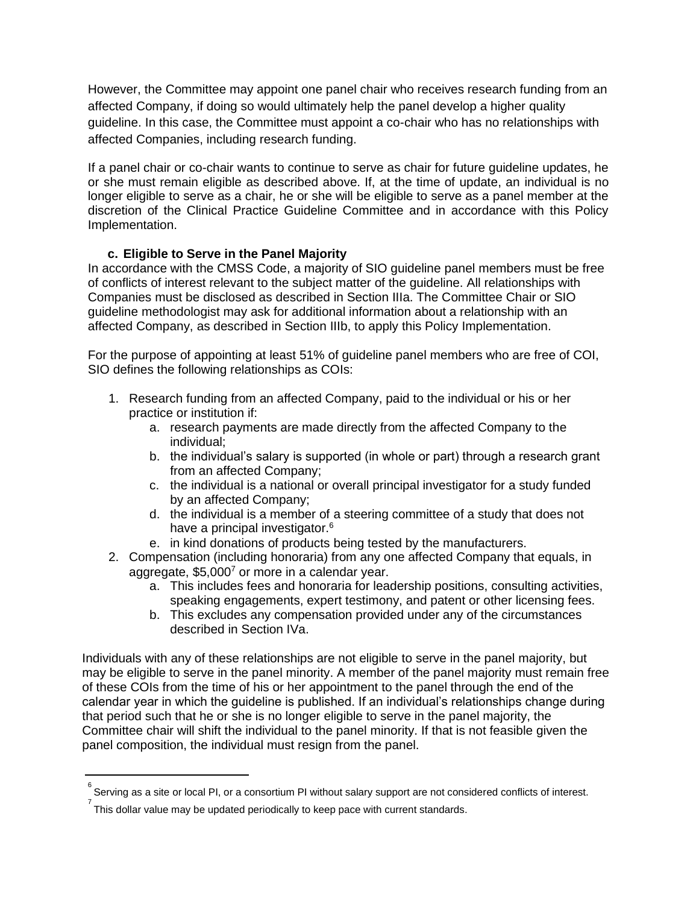However, the Committee may appoint one panel chair who receives research funding from an affected Company, if doing so would ultimately help the panel develop a higher quality guideline. In this case, the Committee must appoint a co-chair who has no relationships with affected Companies, including research funding.

If a panel chair or co-chair wants to continue to serve as chair for future guideline updates, he or she must remain eligible as described above. If, at the time of update, an individual is no longer eligible to serve as a chair, he or she will be eligible to serve as a panel member at the discretion of the Clinical Practice Guideline Committee and in accordance with this Policy Implementation.

### c. Eligible to Serve in the Panel Majority

In accordance with the CMSS Code, a majority of SIO guideline panel members must be free of conflicts of interest relevant to the subject matter of the guideline. All relationships with Companies must be disclosed as described in Section IIIa. The Committee Chair or SIO guideline methodologist may ask for additional information about a relationship with an affected Company, as described in Section IIIb, to apply this Policy Implementation.

For the purpose of appointing at least 51% of guideline panel members who are free of COI, SIO defines the following relationships as COIs:

1. Research funding from an affected Company, paid to the individual or his or her practice or institution if:
   a. research payments are made directly from the affected Company to the individual;
   b. the individual's salary is supported (in whole or part) through a research grant from an affected Company;
   c. the individual is a national or overall principal investigator for a study funded by an affected Company;
   d. the individual is a member of a steering committee of a study that does not have a principal investigator.[6]
   e. in kind donations of products being tested by the manufacturers.
2. Compensation (including honoraria) from any one affected Company that equals, in aggregate, $5,000[7] or more in a calendar year.
   a. This includes fees and honoraria for leadership positions, consulting activities, speaking engagements, expert testimony, and patent or other licensing fees.
   b. This excludes any compensation provided under any of the circumstances described in Section IVa.

Individuals with any of these relationships are not eligible to serve in the panel majority, but may be eligible to serve in the panel minority. A member of the panel majority must remain free of these COIs from the time of his or her appointment to the panel through the end of the calendar year in which the guideline is published. If an individual's relationships change during that period such that he or she is no longer eligible to serve in the panel majority, the Committee chair will shift the individual to the panel minority. If that is not feasible given the panel composition, the individual must resign from the panel.

---

[6] Serving as a site or local PI, or a consortium PI without salary support are not considered conflicts of interest.

[7] This dollar value may be updated periodically to keep pace with current standards.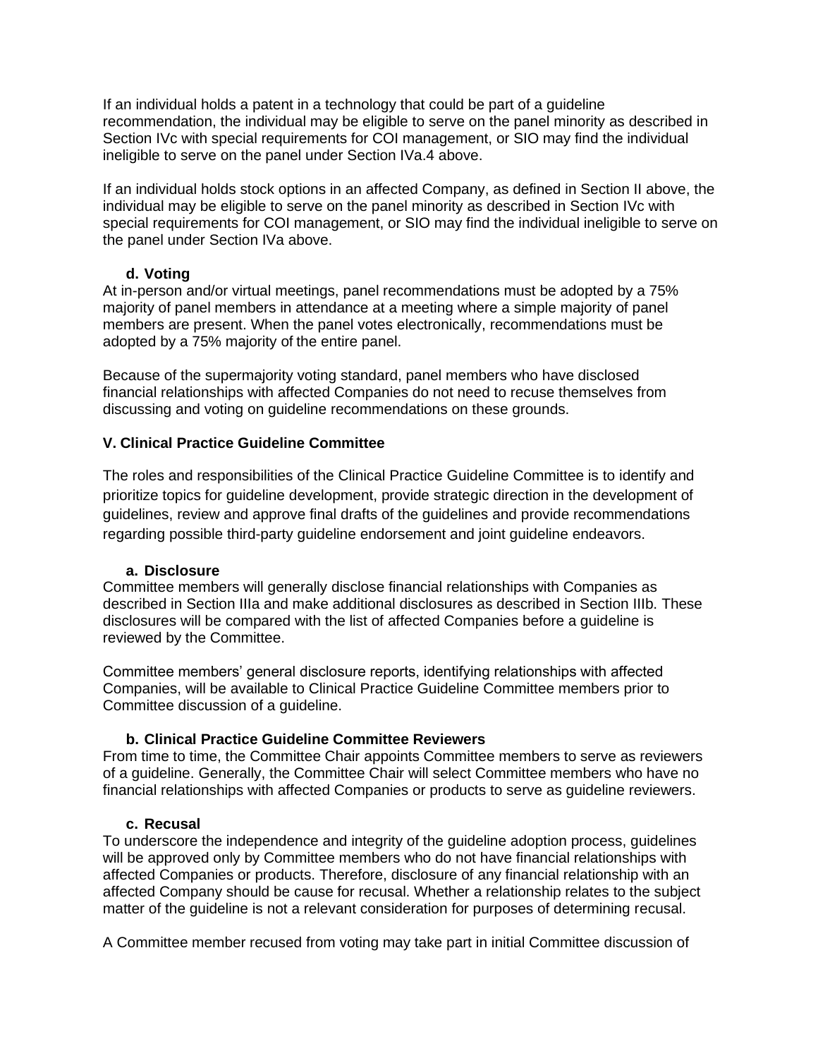If an individual holds a patent in a technology that could be part of a guideline recommendation, the individual may be eligible to serve on the panel minority as described in Section IVc with special requirements for COI management, or SIO may find the individual ineligible to serve on the panel under Section IVa.4 above.

If an individual holds stock options in an affected Company, as defined in Section II above, the individual may be eligible to serve on the panel minority as described in Section IVc with special requirements for COI management, or SIO may find the individual ineligible to serve on the panel under Section IVa above.

### d. Voting

At in-person and/or virtual meetings, panel recommendations must be adopted by a 75% majority of panel members in attendance at a meeting where a simple majority of panel members are present. When the panel votes electronically, recommendations must be adopted by a 75% majority of the entire panel.

Because of the supermajority voting standard, panel members who have disclosed financial relationships with affected Companies do not need to recuse themselves from discussing and voting on guideline recommendations on these grounds.

## V. Clinical Practice Guideline Committee

The roles and responsibilities of the Clinical Practice Guideline Committee is to identify and prioritize topics for guideline development, provide strategic direction in the development of guidelines, review and approve final drafts of the guidelines and provide recommendations regarding possible third-party guideline endorsement and joint guideline endeavors.

### a. Disclosure

Committee members will generally disclose financial relationships with Companies as described in Section IIIa and make additional disclosures as described in Section IIIb. These disclosures will be compared with the list of affected Companies before a guideline is reviewed by the Committee.

Committee members' general disclosure reports, identifying relationships with affected Companies, will be available to Clinical Practice Guideline Committee members prior to Committee discussion of a guideline.

### b. Clinical Practice Guideline Committee Reviewers

From time to time, the Committee Chair appoints Committee members to serve as reviewers of a guideline. Generally, the Committee Chair will select Committee members who have no financial relationships with affected Companies or products to serve as guideline reviewers.

### c. Recusal

To underscore the independence and integrity of the guideline adoption process, guidelines will be approved only by Committee members who do not have financial relationships with affected Companies or products. Therefore, disclosure of any financial relationship with an affected Company should be cause for recusal. Whether a relationship relates to the subject matter of the guideline is not a relevant consideration for purposes of determining recusal.

A Committee member recused from voting may take part in initial Committee discussion of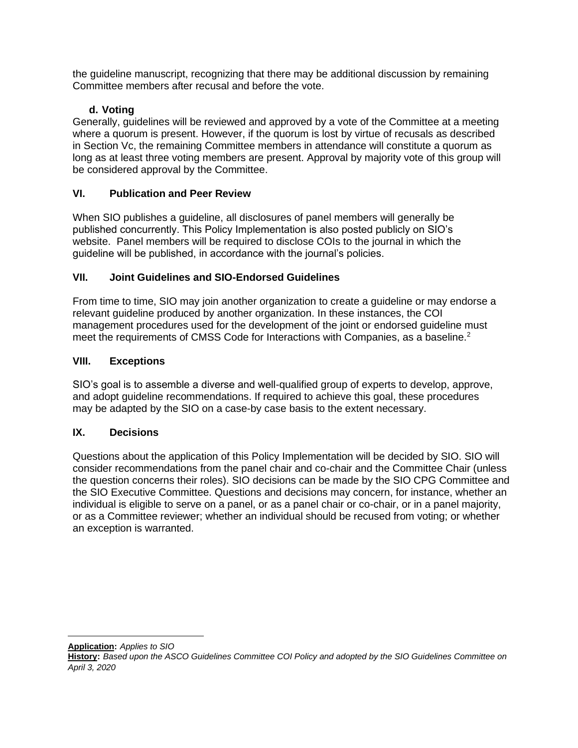the guideline manuscript, recognizing that there may be additional discussion by remaining Committee members after recusal and before the vote.

#### d. Voting

Generally, guidelines will be reviewed and approved by a vote of the Committee at a meeting where a quorum is present. However, if the quorum is lost by virtue of recusals as described in Section Vc, the remaining Committee members in attendance will constitute a quorum as long as at least three voting members are present. Approval by majority vote of this group will be considered approval by the Committee.

## VI. Publication and Peer Review

When SIO publishes a guideline, all disclosures of panel members will generally be published concurrently. This Policy Implementation is also posted publicly on SIO's website. Panel members will be required to disclose COIs to the journal in which the guideline will be published, in accordance with the journal's policies.

## VII. Joint Guidelines and SIO-Endorsed Guidelines

From time to time, SIO may join another organization to create a guideline or may endorse a relevant guideline produced by another organization. In these instances, the COI management procedures used for the development of the joint or endorsed guideline must meet the requirements of CMSS Code for Interactions with Companies, as a baseline.[2]

## VIII. Exceptions

SIO's goal is to assemble a diverse and well-qualified group of experts to develop, approve, and adopt guideline recommendations. If required to achieve this goal, these procedures may be adapted by the SIO on a case-by case basis to the extent necessary.

## IX. Decisions

Questions about the application of this Policy Implementation will be decided by SIO. SIO will consider recommendations from the panel chair and co-chair and the Committee Chair (unless the question concerns their roles). SIO decisions can be made by the SIO CPG Committee and the SIO Executive Committee. Questions and decisions may concern, for instance, whether an individual is eligible to serve on a panel, or as a panel chair or co-chair, or in a panel majority, or as a Committee reviewer; whether an individual should be recused from voting; or whether an exception is warranted.

---

**Application:** *Applies to SIO*
**History:** *Based upon the ASCO Guidelines Committee COI Policy and adopted by the SIO Guidelines Committee on April 3, 2020*